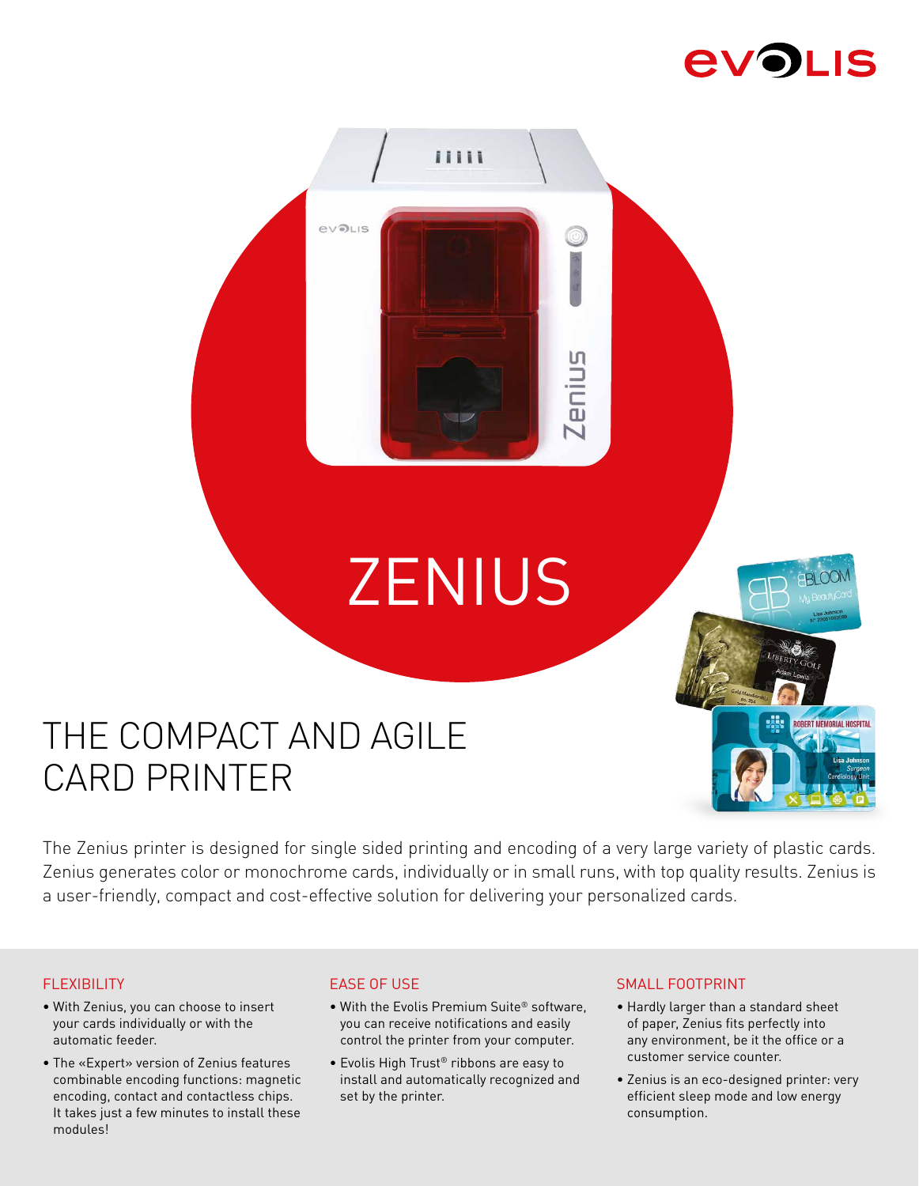# ZENIUS

## THE COMPACT AND AGILE CARD PRINTER

The Zenius printer is designed for single sided printing and encoding of a very large variety of plastic cards. Zenius generates color or monochrome cards, individually or in small runs, with top quality results. Zenius is a user-friendly, compact and cost-effective solution for delivering your personalized cards.

### FLEXIBILITY

- With Zenius, you can choose to insert your cards individually or with the automatic feeder.
- The «Expert» version of Zenius features combinable encoding functions: magnetic encoding, contact and contactless chips. It takes just a few minutes to install these modules!

### EASE OF USE

- With the Evolis Premium Suite® software, you can receive notifications and easily control the printer from your computer.
- Evolis High Trust® ribbons are easy to install and automatically recognized and set by the printer.

### SMALL FOOTPRINT

- Hardly larger than a standard sheet of paper, Zenius fits perfectly into any environment, be it the office or a customer service counter.
- Zenius is an eco-designed printer: very efficient sleep mode and low energy consumption.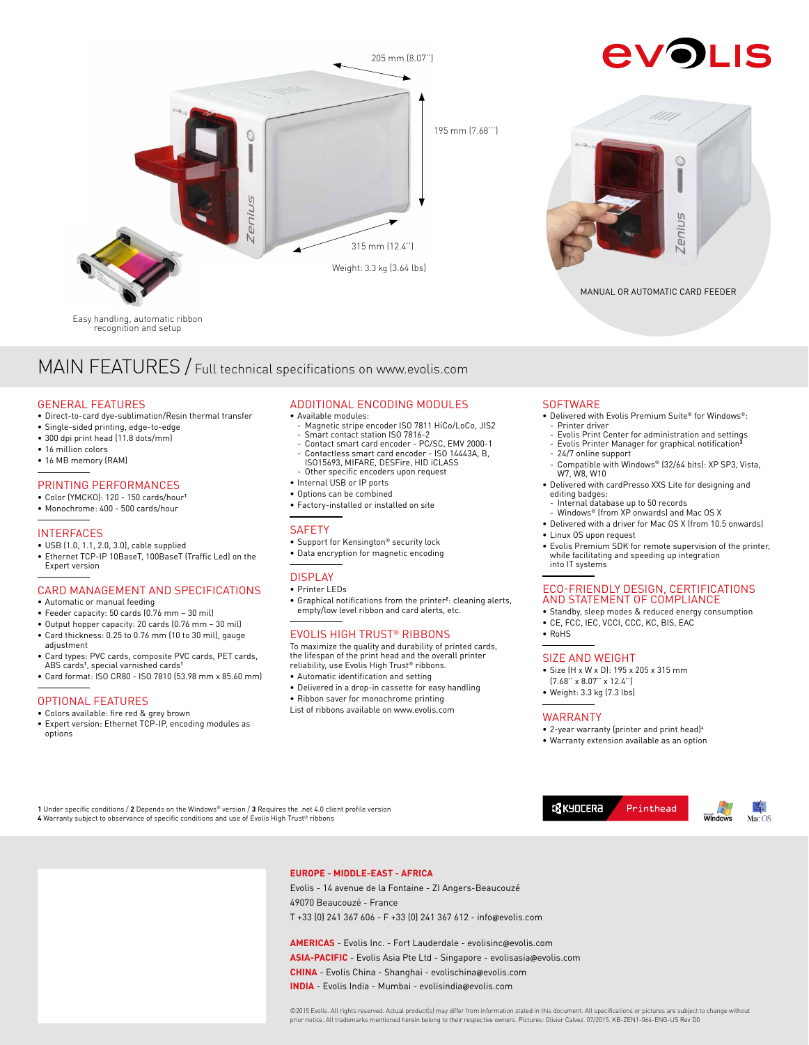205 mm (8.07'')

195 mm (7.68'')

315 mm (12.4'')

Weight: 3.3 kg (3.64 lbs)

Easy handling, automatic ribbon recognition and setup

MANUAL OR AUTOMATIC CARD FEEDER

# MAIN FEATURES / Full technical specifications on www.evolis.com

## GENERAL FEATURES

- Direct-to-card dye-sublimation/Resin thermal transfer
- Single-sided printing, edge-to-edge
- 300 dpi print head (11.8 dots/mm)
- 16 million colors
- 16 MB memory (RAM)

## PRINTING PERFORMANCES

- Color (YMCKO): 120 - 150 cards/hour[1]
- Monochrome: 400 - 500 cards/hour

## INTERFACES

- USB (1.0, 1.1, 2.0, 3.0), cable supplied
- Ethernet TCP-IP 10BaseT, 100BaseT (Traffic Led) on the Expert version

## CARD MANAGEMENT AND SPECIFICATIONS

- Automatic or manual feeding
- Feeder capacity: 50 cards (0.76 mm – 30 mil)
- Output hopper capacity: 20 cards (0.76 mm – 30 mil)
- Card thickness: 0.25 to 0.76 mm (10 to 30 mil), gauge adjustment
- Card types: PVC cards, composite PVC cards, PET cards, ABS cards[1], special varnished cards[1]
- Card format: ISO CR80 - ISO 7810 (53.98 mm x 85.60 mm)

## OPTIONAL FEATURES

- Colors available: fire red & grey brown
- Expert version: Ethernet TCP-IP, encoding modules as options

## ADDITIONAL ENCODING MODULES

- Available modules:
  - Magnetic stripe encoder ISO 7811 HiCo/LoCo, JIS2
  - Smart contact station ISO 7816-2
  - Contact smart card encoder - PC/SC, EMV 2000-1
  - Contactless smart card encoder - ISO 14443A, B, ISO15693, MIFARE, DESFire, HID iCLASS
  - Other specific encoders upon request
- Internal USB or IP ports
- Options can be combined
- Factory-installed or installed on site

## SAFETY

- Support for Kensington® security lock
- Data encryption for magnetic encoding

## DISPLAY

- Printer LEDs
- Graphical notifications from the printer[2]: cleaning alerts, empty/low level ribbon and card alerts, etc.

## EVOLIS HIGH TRUST® RIBBONS

To maximize the quality and durability of printed cards, the lifespan of the print head and the overall printer reliability, use Evolis High Trust® ribbons.

- Automatic identification and setting
- Delivered in a drop-in cassette for easy handling
- Ribbon saver for monochrome printing

List of ribbons available on www.evolis.com

## SOFTWARE

- Delivered with Evolis Premium Suite® for Windows®:
  - Printer driver
  - Evolis Print Center for administration and settings
  - Evolis Printer Manager for graphical notification[3]
  - 24/7 online support
  - Compatible with Windows® (32/64 bits): XP SP3, Vista, W7, W8, W10
- Delivered with cardPresso XXS Lite for designing and editing badges:
  - Internal database up to 50 records
  - Windows® (from XP onwards) and Mac OS X
- Delivered with a driver for Mac OS X (from 10.5 onwards)
- Linux OS upon request
- Evolis Premium SDK for remote supervision of the printer, while facilitating and speeding up integration into IT systems

## ECO-FRIENDLY DESIGN, CERTIFICATIONS AND STATEMENT OF COMPLIANCE

- Standby, sleep modes & reduced energy consumption
- CE, FCC, IEC, VCCI, CCC, KC, BIS, EAC
- RoHS

## SIZE AND WEIGHT

- Size (H x W x D): 195 x 205 x 315 mm (7.68'' x 8.07'' x 12.4'')
- Weight: 3.3 kg (7.3 lbs)

## WARRANTY

- 2-year warranty (printer and print head)[4]
- Warranty extension available as an option

**1** Under specific conditions / **2** Depends on the Windows® version / **3** Requires the .net 4.0 client profile version
**4** Warranty subject to observance of specific conditions and use of Evolis High Trust® ribbons

KYOCERA Printhead

Windows Mac OS

**EUROPE - MIDDLE-EAST - AFRICA**
Evolis - 14 avenue de la Fontaine - ZI Angers-Beaucouzé
49070 Beaucouzé - France
T +33 (0) 241 367 606 - F +33 (0) 241 367 612 - info@evolis.com

**AMERICAS** - Evolis Inc. - Fort Lauderdale - evolisinc@evolis.com
**ASIA-PACIFIC** - Evolis Asia Pte Ltd - Singapore - evolisasia@evolis.com
**CHINA** - Evolis China - Shanghai - evolischina@evolis.com
**INDIA** - Evolis India - Mumbai - evolisindia@evolis.com

©2015 Evolis. All rights reserved. Actual product(s) may differ from information stated in this document. All specifications or pictures are subject to change without prior notice. All trademarks mentioned herein belong to their respective owners. Pictures: Olivier Calvez. 07/2015. KB-ZEN1-064-ENG-US Rev D0